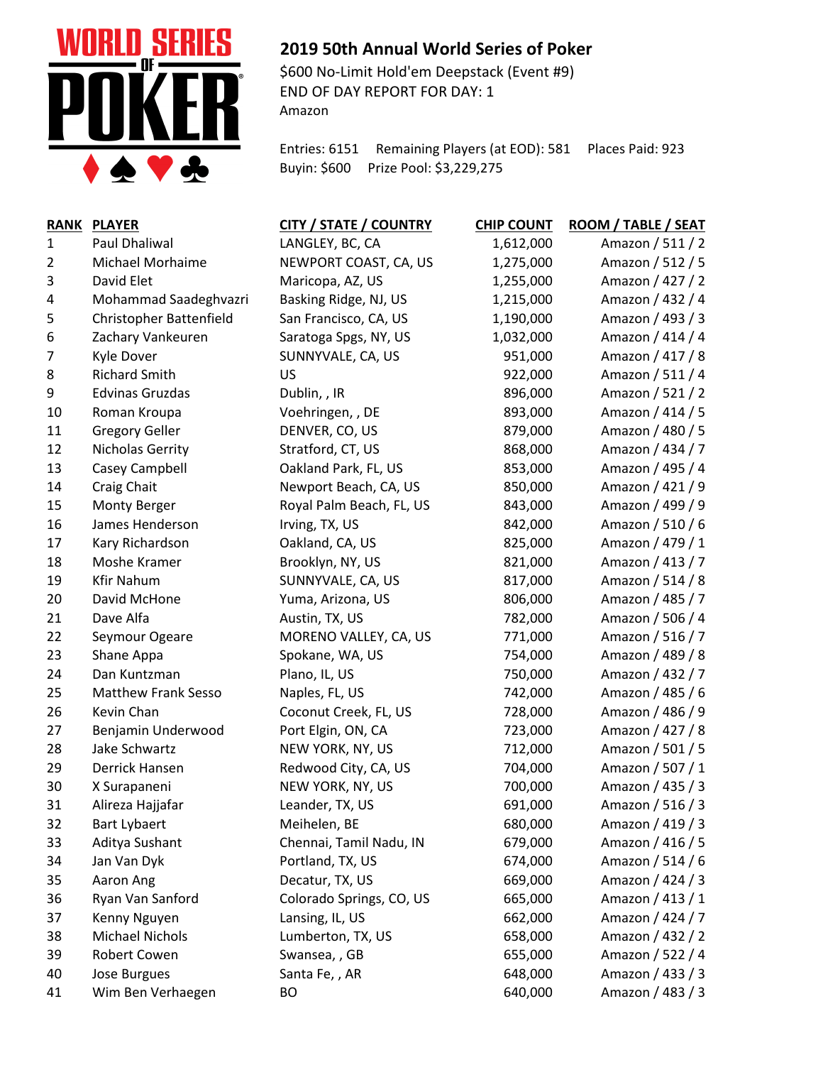# 2019 50th Annual World Series of Poker

$600 No-Limit Hold'em Deepstack (Event #9)
END OF DAY REPORT FOR DAY: 1
Amazon

Entries: 6151 Remaining Players (at EOD): 581 Places Paid: 923
Buyin: $600 Prize Pool: $3,229,275

| RANK | PLAYER | CITY / STATE / COUNTRY | CHIP COUNT | ROOM / TABLE / SEAT |
|---|---|---|---|---|
| 1 | Paul Dhaliwal | LANGLEY, BC, CA | 1,612,000 | Amazon / 511 / 2 |
| 2 | Michael Morhaime | NEWPORT COAST, CA, US | 1,275,000 | Amazon / 512 / 5 |
| 3 | David Elet | Maricopa, AZ, US | 1,255,000 | Amazon / 427 / 2 |
| 4 | Mohammad Saadeghvazri | Basking Ridge, NJ, US | 1,215,000 | Amazon / 432 / 4 |
| 5 | Christopher Battenfield | San Francisco, CA, US | 1,190,000 | Amazon / 493 / 3 |
| 6 | Zachary Vankeuren | Saratoga Spgs, NY, US | 1,032,000 | Amazon / 414 / 4 |
| 7 | Kyle Dover | SUNNYVALE, CA, US | 951,000 | Amazon / 417 / 8 |
| 8 | Richard Smith | US | 922,000 | Amazon / 511 / 4 |
| 9 | Edvinas Gruzdas | Dublin, , IR | 896,000 | Amazon / 521 / 2 |
| 10 | Roman Kroupa | Voehringen, , DE | 893,000 | Amazon / 414 / 5 |
| 11 | Gregory Geller | DENVER, CO, US | 879,000 | Amazon / 480 / 5 |
| 12 | Nicholas Gerrity | Stratford, CT, US | 868,000 | Amazon / 434 / 7 |
| 13 | Casey Campbell | Oakland Park, FL, US | 853,000 | Amazon / 495 / 4 |
| 14 | Craig Chait | Newport Beach, CA, US | 850,000 | Amazon / 421 / 9 |
| 15 | Monty Berger | Royal Palm Beach, FL, US | 843,000 | Amazon / 499 / 9 |
| 16 | James Henderson | Irving, TX, US | 842,000 | Amazon / 510 / 6 |
| 17 | Kary Richardson | Oakland, CA, US | 825,000 | Amazon / 479 / 1 |
| 18 | Moshe Kramer | Brooklyn, NY, US | 821,000 | Amazon / 413 / 7 |
| 19 | Kfir Nahum | SUNNYVALE, CA, US | 817,000 | Amazon / 514 / 8 |
| 20 | David McHone | Yuma, Arizona, US | 806,000 | Amazon / 485 / 7 |
| 21 | Dave Alfa | Austin, TX, US | 782,000 | Amazon / 506 / 4 |
| 22 | Seymour Ogeare | MORENO VALLEY, CA, US | 771,000 | Amazon / 516 / 7 |
| 23 | Shane Appa | Spokane, WA, US | 754,000 | Amazon / 489 / 8 |
| 24 | Dan Kuntzman | Plano, IL, US | 750,000 | Amazon / 432 / 7 |
| 25 | Matthew Frank Sesso | Naples, FL, US | 742,000 | Amazon / 485 / 6 |
| 26 | Kevin Chan | Coconut Creek, FL, US | 728,000 | Amazon / 486 / 9 |
| 27 | Benjamin Underwood | Port Elgin, ON, CA | 723,000 | Amazon / 427 / 8 |
| 28 | Jake Schwartz | NEW YORK, NY, US | 712,000 | Amazon / 501 / 5 |
| 29 | Derrick Hansen | Redwood City, CA, US | 704,000 | Amazon / 507 / 1 |
| 30 | X Surapaneni | NEW YORK, NY, US | 700,000 | Amazon / 435 / 3 |
| 31 | Alireza Hajjafar | Leander, TX, US | 691,000 | Amazon / 516 / 3 |
| 32 | Bart Lybaert | Meihelen, BE | 680,000 | Amazon / 419 / 3 |
| 33 | Aditya Sushant | Chennai, Tamil Nadu, IN | 679,000 | Amazon / 416 / 5 |
| 34 | Jan Van Dyk | Portland, TX, US | 674,000 | Amazon / 514 / 6 |
| 35 | Aaron Ang | Decatur, TX, US | 669,000 | Amazon / 424 / 3 |
| 36 | Ryan Van Sanford | Colorado Springs, CO, US | 665,000 | Amazon / 413 / 1 |
| 37 | Kenny Nguyen | Lansing, IL, US | 662,000 | Amazon / 424 / 7 |
| 38 | Michael Nichols | Lumberton, TX, US | 658,000 | Amazon / 432 / 2 |
| 39 | Robert Cowen | Swansea, , GB | 655,000 | Amazon / 522 / 4 |
| 40 | Jose Burgues | Santa Fe, , AR | 648,000 | Amazon / 433 / 3 |
| 41 | Wim Ben Verhaegen | BO | 640,000 | Amazon / 483 / 3 |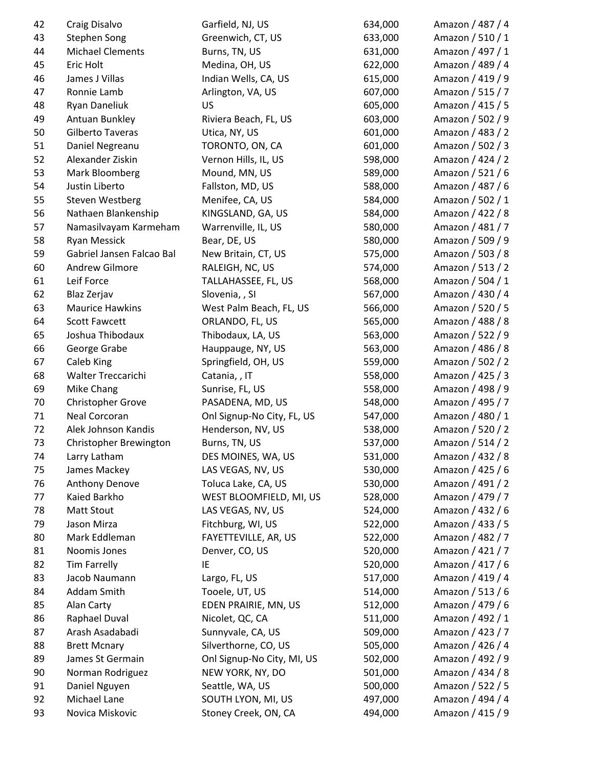| | | | | |
|---|---|---|---|---|
| 42 | Craig Disalvo | Garfield, NJ, US | 634,000 | Amazon / 487 / 4 |
| 43 | Stephen Song | Greenwich, CT, US | 633,000 | Amazon / 510 / 1 |
| 44 | Michael Clements | Burns, TN, US | 631,000 | Amazon / 497 / 1 |
| 45 | Eric Holt | Medina, OH, US | 622,000 | Amazon / 489 / 4 |
| 46 | James J Villas | Indian Wells, CA, US | 615,000 | Amazon / 419 / 9 |
| 47 | Ronnie Lamb | Arlington, VA, US | 607,000 | Amazon / 515 / 7 |
| 48 | Ryan Daneliuk | US | 605,000 | Amazon / 415 / 5 |
| 49 | Antuan Bunkley | Riviera Beach, FL, US | 603,000 | Amazon / 502 / 9 |
| 50 | Gilberto Taveras | Utica, NY, US | 601,000 | Amazon / 483 / 2 |
| 51 | Daniel Negreanu | TORONTO, ON, CA | 601,000 | Amazon / 502 / 3 |
| 52 | Alexander Ziskin | Vernon Hills, IL, US | 598,000 | Amazon / 424 / 2 |
| 53 | Mark Bloomberg | Mound, MN, US | 589,000 | Amazon / 521 / 6 |
| 54 | Justin Liberto | Fallston, MD, US | 588,000 | Amazon / 487 / 6 |
| 55 | Steven Westberg | Menifee, CA, US | 584,000 | Amazon / 502 / 1 |
| 56 | Nathaen Blankenship | KINGSLAND, GA, US | 584,000 | Amazon / 422 / 8 |
| 57 | Namasilvayam Karmeham | Warrenville, IL, US | 580,000 | Amazon / 481 / 7 |
| 58 | Ryan Messick | Bear, DE, US | 580,000 | Amazon / 509 / 9 |
| 59 | Gabriel Jansen Falcao Bal | New Britain, CT, US | 575,000 | Amazon / 503 / 8 |
| 60 | Andrew Gilmore | RALEIGH, NC, US | 574,000 | Amazon / 513 / 2 |
| 61 | Leif Force | TALLAHASSEE, FL, US | 568,000 | Amazon / 504 / 1 |
| 62 | Blaz Zerjav | Slovenia, , SI | 567,000 | Amazon / 430 / 4 |
| 63 | Maurice Hawkins | West Palm Beach, FL, US | 566,000 | Amazon / 520 / 5 |
| 64 | Scott Fawcett | ORLANDO, FL, US | 565,000 | Amazon / 488 / 8 |
| 65 | Joshua Thibodaux | Thibodaux, LA, US | 563,000 | Amazon / 522 / 9 |
| 66 | George Grabe | Hauppauge, NY, US | 563,000 | Amazon / 486 / 8 |
| 67 | Caleb King | Springfield, OH, US | 559,000 | Amazon / 502 / 2 |
| 68 | Walter Treccarichi | Catania, , IT | 558,000 | Amazon / 425 / 3 |
| 69 | Mike Chang | Sunrise, FL, US | 558,000 | Amazon / 498 / 9 |
| 70 | Christopher Grove | PASADENA, MD, US | 548,000 | Amazon / 495 / 7 |
| 71 | Neal Corcoran | Onl Signup-No City, FL, US | 547,000 | Amazon / 480 / 1 |
| 72 | Alek Johnson Kandis | Henderson, NV, US | 538,000 | Amazon / 520 / 2 |
| 73 | Christopher Brewington | Burns, TN, US | 537,000 | Amazon / 514 / 2 |
| 74 | Larry Latham | DES MOINES, WA, US | 531,000 | Amazon / 432 / 8 |
| 75 | James Mackey | LAS VEGAS, NV, US | 530,000 | Amazon / 425 / 6 |
| 76 | Anthony Denove | Toluca Lake, CA, US | 530,000 | Amazon / 491 / 2 |
| 77 | Kaied Barkho | WEST BLOOMFIELD, MI, US | 528,000 | Amazon / 479 / 7 |
| 78 | Matt Stout | LAS VEGAS, NV, US | 524,000 | Amazon / 432 / 6 |
| 79 | Jason Mirza | Fitchburg, WI, US | 522,000 | Amazon / 433 / 5 |
| 80 | Mark Eddleman | FAYETTEVILLE, AR, US | 522,000 | Amazon / 482 / 7 |
| 81 | Noomis Jones | Denver, CO, US | 520,000 | Amazon / 421 / 7 |
| 82 | Tim Farrelly | IE | 520,000 | Amazon / 417 / 6 |
| 83 | Jacob Naumann | Largo, FL, US | 517,000 | Amazon / 419 / 4 |
| 84 | Addam Smith | Tooele, UT, US | 514,000 | Amazon / 513 / 6 |
| 85 | Alan Carty | EDEN PRAIRIE, MN, US | 512,000 | Amazon / 479 / 6 |
| 86 | Raphael Duval | Nicolet, QC, CA | 511,000 | Amazon / 492 / 1 |
| 87 | Arash Asadabadi | Sunnyvale, CA, US | 509,000 | Amazon / 423 / 7 |
| 88 | Brett Mcnary | Silverthorne, CO, US | 505,000 | Amazon / 426 / 4 |
| 89 | James St Germain | Onl Signup-No City, MI, US | 502,000 | Amazon / 492 / 9 |
| 90 | Norman Rodriguez | NEW YORK, NY, DO | 501,000 | Amazon / 434 / 8 |
| 91 | Daniel Nguyen | Seattle, WA, US | 500,000 | Amazon / 522 / 5 |
| 92 | Michael Lane | SOUTH LYON, MI, US | 497,000 | Amazon / 494 / 4 |
| 93 | Novica Miskovic | Stoney Creek, ON, CA | 494,000 | Amazon / 415 / 9 |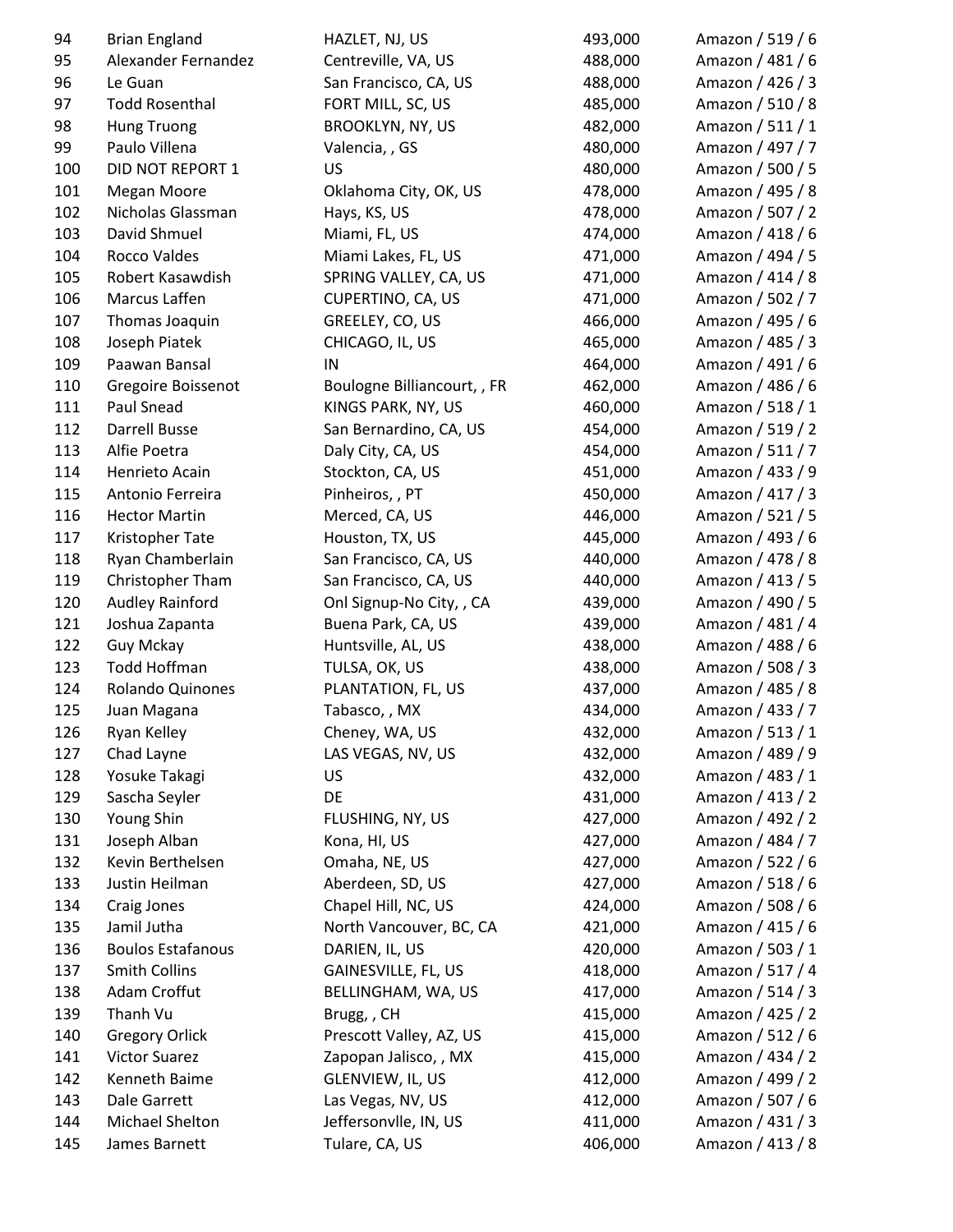| | | | | |
|---|---|---|---|---|
| 94 | Brian England | HAZLET, NJ, US | 493,000 | Amazon / 519 / 6 |
| 95 | Alexander Fernandez | Centreville, VA, US | 488,000 | Amazon / 481 / 6 |
| 96 | Le Guan | San Francisco, CA, US | 488,000 | Amazon / 426 / 3 |
| 97 | Todd Rosenthal | FORT MILL, SC, US | 485,000 | Amazon / 510 / 8 |
| 98 | Hung Truong | BROOKLYN, NY, US | 482,000 | Amazon / 511 / 1 |
| 99 | Paulo Villena | Valencia, , GS | 480,000 | Amazon / 497 / 7 |
| 100 | DID NOT REPORT 1 | US | 480,000 | Amazon / 500 / 5 |
| 101 | Megan Moore | Oklahoma City, OK, US | 478,000 | Amazon / 495 / 8 |
| 102 | Nicholas Glassman | Hays, KS, US | 478,000 | Amazon / 507 / 2 |
| 103 | David Shmuel | Miami, FL, US | 474,000 | Amazon / 418 / 6 |
| 104 | Rocco Valdes | Miami Lakes, FL, US | 471,000 | Amazon / 494 / 5 |
| 105 | Robert Kasawdish | SPRING VALLEY, CA, US | 471,000 | Amazon / 414 / 8 |
| 106 | Marcus Laffen | CUPERTINO, CA, US | 471,000 | Amazon / 502 / 7 |
| 107 | Thomas Joaquin | GREELEY, CO, US | 466,000 | Amazon / 495 / 6 |
| 108 | Joseph Piatek | CHICAGO, IL, US | 465,000 | Amazon / 485 / 3 |
| 109 | Paawan Bansal | IN | 464,000 | Amazon / 491 / 6 |
| 110 | Gregoire Boissenot | Boulogne Billiancourt, , FR | 462,000 | Amazon / 486 / 6 |
| 111 | Paul Snead | KINGS PARK, NY, US | 460,000 | Amazon / 518 / 1 |
| 112 | Darrell Busse | San Bernardino, CA, US | 454,000 | Amazon / 519 / 2 |
| 113 | Alfie Poetra | Daly City, CA, US | 454,000 | Amazon / 511 / 7 |
| 114 | Henrieto Acain | Stockton, CA, US | 451,000 | Amazon / 433 / 9 |
| 115 | Antonio Ferreira | Pinheiros, , PT | 450,000 | Amazon / 417 / 3 |
| 116 | Hector Martin | Merced, CA, US | 446,000 | Amazon / 521 / 5 |
| 117 | Kristopher Tate | Houston, TX, US | 445,000 | Amazon / 493 / 6 |
| 118 | Ryan Chamberlain | San Francisco, CA, US | 440,000 | Amazon / 478 / 8 |
| 119 | Christopher Tham | San Francisco, CA, US | 440,000 | Amazon / 413 / 5 |
| 120 | Audley Rainford | Onl Signup-No City, , CA | 439,000 | Amazon / 490 / 5 |
| 121 | Joshua Zapanta | Buena Park, CA, US | 439,000 | Amazon / 481 / 4 |
| 122 | Guy Mckay | Huntsville, AL, US | 438,000 | Amazon / 488 / 6 |
| 123 | Todd Hoffman | TULSA, OK, US | 438,000 | Amazon / 508 / 3 |
| 124 | Rolando Quinones | PLANTATION, FL, US | 437,000 | Amazon / 485 / 8 |
| 125 | Juan Magana | Tabasco, , MX | 434,000 | Amazon / 433 / 7 |
| 126 | Ryan Kelley | Cheney, WA, US | 432,000 | Amazon / 513 / 1 |
| 127 | Chad Layne | LAS VEGAS, NV, US | 432,000 | Amazon / 489 / 9 |
| 128 | Yosuke Takagi | US | 432,000 | Amazon / 483 / 1 |
| 129 | Sascha Seyler | DE | 431,000 | Amazon / 413 / 2 |
| 130 | Young Shin | FLUSHING, NY, US | 427,000 | Amazon / 492 / 2 |
| 131 | Joseph Alban | Kona, HI, US | 427,000 | Amazon / 484 / 7 |
| 132 | Kevin Berthelsen | Omaha, NE, US | 427,000 | Amazon / 522 / 6 |
| 133 | Justin Heilman | Aberdeen, SD, US | 427,000 | Amazon / 518 / 6 |
| 134 | Craig Jones | Chapel Hill, NC, US | 424,000 | Amazon / 508 / 6 |
| 135 | Jamil Jutha | North Vancouver, BC, CA | 421,000 | Amazon / 415 / 6 |
| 136 | Boulos Estafanous | DARIEN, IL, US | 420,000 | Amazon / 503 / 1 |
| 137 | Smith Collins | GAINESVILLE, FL, US | 418,000 | Amazon / 517 / 4 |
| 138 | Adam Croffut | BELLINGHAM, WA, US | 417,000 | Amazon / 514 / 3 |
| 139 | Thanh Vu | Brugg, , CH | 415,000 | Amazon / 425 / 2 |
| 140 | Gregory Orlick | Prescott Valley, AZ, US | 415,000 | Amazon / 512 / 6 |
| 141 | Victor Suarez | Zapopan Jalisco, , MX | 415,000 | Amazon / 434 / 2 |
| 142 | Kenneth Baime | GLENVIEW, IL, US | 412,000 | Amazon / 499 / 2 |
| 143 | Dale Garrett | Las Vegas, NV, US | 412,000 | Amazon / 507 / 6 |
| 144 | Michael Shelton | Jeffersonvlle, IN, US | 411,000 | Amazon / 431 / 3 |
| 145 | James Barnett | Tulare, CA, US | 406,000 | Amazon / 413 / 8 |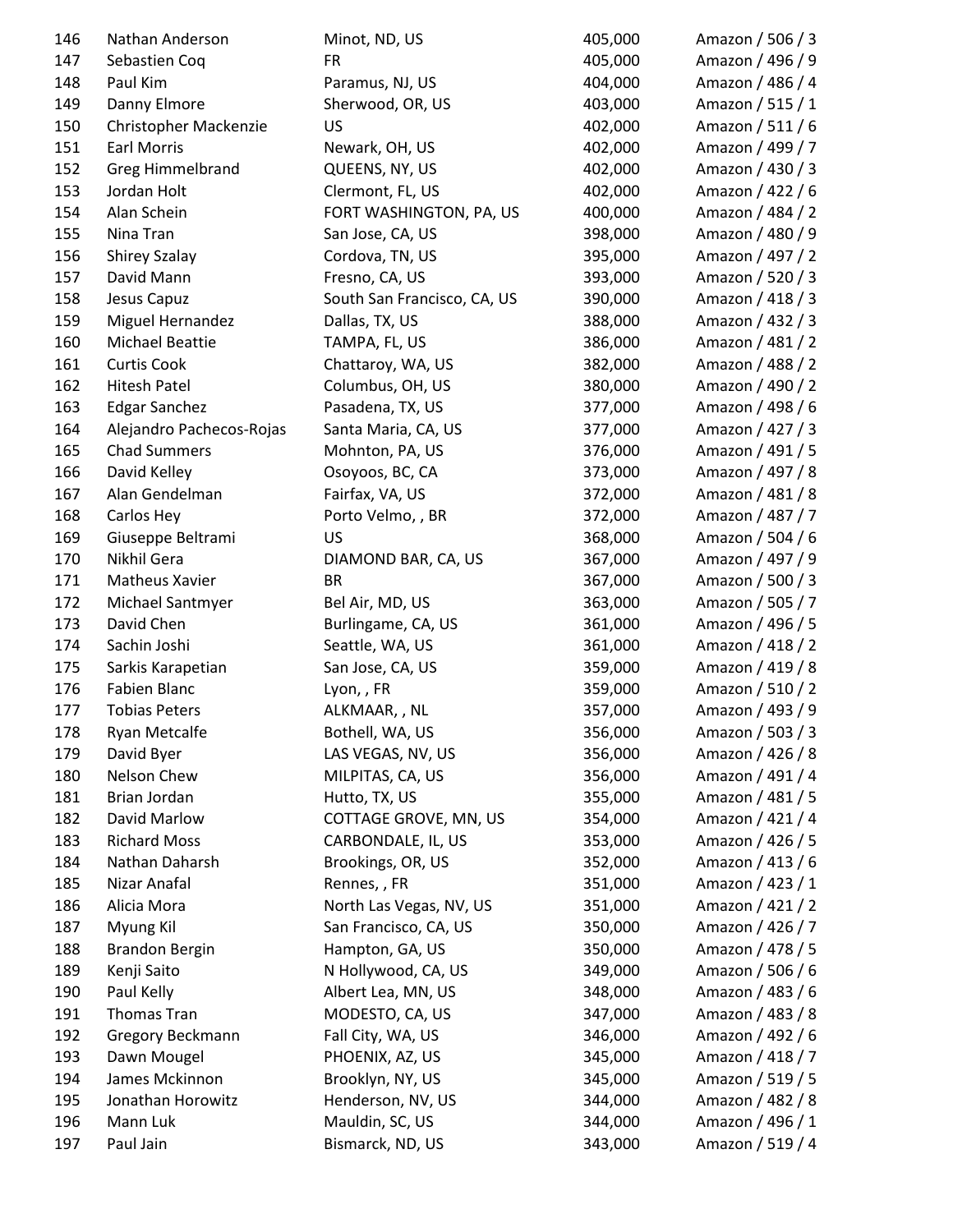| | | | | |
|---|---|---|---|---|
| 146 | Nathan Anderson | Minot, ND, US | 405,000 | Amazon / 506 / 3 |
| 147 | Sebastien Coq | FR | 405,000 | Amazon / 496 / 9 |
| 148 | Paul Kim | Paramus, NJ, US | 404,000 | Amazon / 486 / 4 |
| 149 | Danny Elmore | Sherwood, OR, US | 403,000 | Amazon / 515 / 1 |
| 150 | Christopher Mackenzie | US | 402,000 | Amazon / 511 / 6 |
| 151 | Earl Morris | Newark, OH, US | 402,000 | Amazon / 499 / 7 |
| 152 | Greg Himmelbrand | QUEENS, NY, US | 402,000 | Amazon / 430 / 3 |
| 153 | Jordan Holt | Clermont, FL, US | 402,000 | Amazon / 422 / 6 |
| 154 | Alan Schein | FORT WASHINGTON, PA, US | 400,000 | Amazon / 484 / 2 |
| 155 | Nina Tran | San Jose, CA, US | 398,000 | Amazon / 480 / 9 |
| 156 | Shirey Szalay | Cordova, TN, US | 395,000 | Amazon / 497 / 2 |
| 157 | David Mann | Fresno, CA, US | 393,000 | Amazon / 520 / 3 |
| 158 | Jesus Capuz | South San Francisco, CA, US | 390,000 | Amazon / 418 / 3 |
| 159 | Miguel Hernandez | Dallas, TX, US | 388,000 | Amazon / 432 / 3 |
| 160 | Michael Beattie | TAMPA, FL, US | 386,000 | Amazon / 481 / 2 |
| 161 | Curtis Cook | Chattaroy, WA, US | 382,000 | Amazon / 488 / 2 |
| 162 | Hitesh Patel | Columbus, OH, US | 380,000 | Amazon / 490 / 2 |
| 163 | Edgar Sanchez | Pasadena, TX, US | 377,000 | Amazon / 498 / 6 |
| 164 | Alejandro Pachecos-Rojas | Santa Maria, CA, US | 377,000 | Amazon / 427 / 3 |
| 165 | Chad Summers | Mohnton, PA, US | 376,000 | Amazon / 491 / 5 |
| 166 | David Kelley | Osoyoos, BC, CA | 373,000 | Amazon / 497 / 8 |
| 167 | Alan Gendelman | Fairfax, VA, US | 372,000 | Amazon / 481 / 8 |
| 168 | Carlos Hey | Porto Velmo, , BR | 372,000 | Amazon / 487 / 7 |
| 169 | Giuseppe Beltrami | US | 368,000 | Amazon / 504 / 6 |
| 170 | Nikhil Gera | DIAMOND BAR, CA, US | 367,000 | Amazon / 497 / 9 |
| 171 | Matheus Xavier | BR | 367,000 | Amazon / 500 / 3 |
| 172 | Michael Santmyer | Bel Air, MD, US | 363,000 | Amazon / 505 / 7 |
| 173 | David Chen | Burlingame, CA, US | 361,000 | Amazon / 496 / 5 |
| 174 | Sachin Joshi | Seattle, WA, US | 361,000 | Amazon / 418 / 2 |
| 175 | Sarkis Karapetian | San Jose, CA, US | 359,000 | Amazon / 419 / 8 |
| 176 | Fabien Blanc | Lyon, , FR | 359,000 | Amazon / 510 / 2 |
| 177 | Tobias Peters | ALKMAAR, , NL | 357,000 | Amazon / 493 / 9 |
| 178 | Ryan Metcalfe | Bothell, WA, US | 356,000 | Amazon / 503 / 3 |
| 179 | David Byer | LAS VEGAS, NV, US | 356,000 | Amazon / 426 / 8 |
| 180 | Nelson Chew | MILPITAS, CA, US | 356,000 | Amazon / 491 / 4 |
| 181 | Brian Jordan | Hutto, TX, US | 355,000 | Amazon / 481 / 5 |
| 182 | David Marlow | COTTAGE GROVE, MN, US | 354,000 | Amazon / 421 / 4 |
| 183 | Richard Moss | CARBONDALE, IL, US | 353,000 | Amazon / 426 / 5 |
| 184 | Nathan Daharsh | Brookings, OR, US | 352,000 | Amazon / 413 / 6 |
| 185 | Nizar Anafal | Rennes, , FR | 351,000 | Amazon / 423 / 1 |
| 186 | Alicia Mora | North Las Vegas, NV, US | 351,000 | Amazon / 421 / 2 |
| 187 | Myung Kil | San Francisco, CA, US | 350,000 | Amazon / 426 / 7 |
| 188 | Brandon Bergin | Hampton, GA, US | 350,000 | Amazon / 478 / 5 |
| 189 | Kenji Saito | N Hollywood, CA, US | 349,000 | Amazon / 506 / 6 |
| 190 | Paul Kelly | Albert Lea, MN, US | 348,000 | Amazon / 483 / 6 |
| 191 | Thomas Tran | MODESTO, CA, US | 347,000 | Amazon / 483 / 8 |
| 192 | Gregory Beckmann | Fall City, WA, US | 346,000 | Amazon / 492 / 6 |
| 193 | Dawn Mougel | PHOENIX, AZ, US | 345,000 | Amazon / 418 / 7 |
| 194 | James Mckinnon | Brooklyn, NY, US | 345,000 | Amazon / 519 / 5 |
| 195 | Jonathan Horowitz | Henderson, NV, US | 344,000 | Amazon / 482 / 8 |
| 196 | Mann Luk | Mauldin, SC, US | 344,000 | Amazon / 496 / 1 |
| 197 | Paul Jain | Bismarck, ND, US | 343,000 | Amazon / 519 / 4 |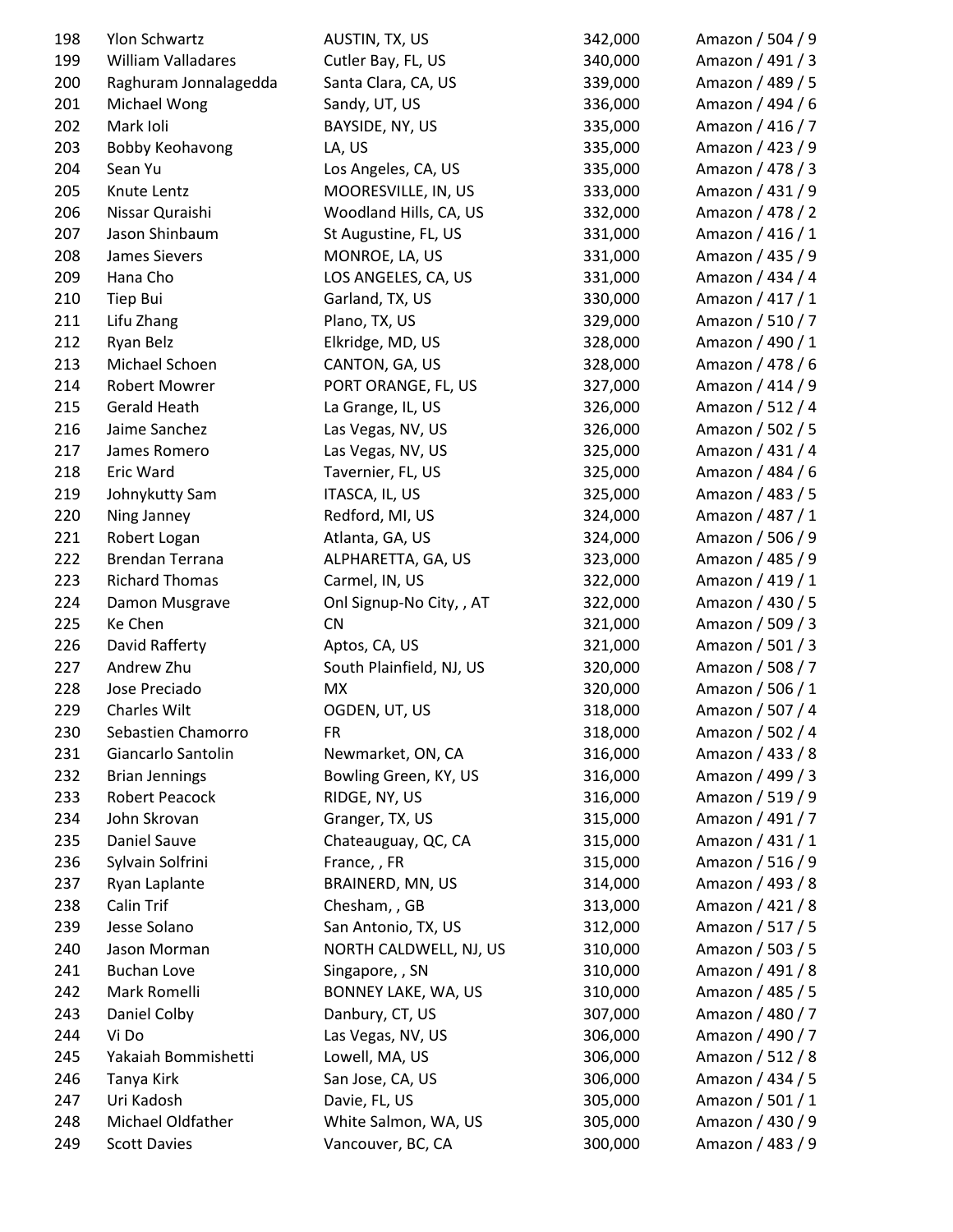| | | | | |
|---|---|---|---|---|
| 198 | Ylon Schwartz | AUSTIN, TX, US | 342,000 | Amazon / 504 / 9 |
| 199 | William Valladares | Cutler Bay, FL, US | 340,000 | Amazon / 491 / 3 |
| 200 | Raghuram Jonnalagedda | Santa Clara, CA, US | 339,000 | Amazon / 489 / 5 |
| 201 | Michael Wong | Sandy, UT, US | 336,000 | Amazon / 494 / 6 |
| 202 | Mark Ioli | BAYSIDE, NY, US | 335,000 | Amazon / 416 / 7 |
| 203 | Bobby Keohavong | LA, US | 335,000 | Amazon / 423 / 9 |
| 204 | Sean Yu | Los Angeles, CA, US | 335,000 | Amazon / 478 / 3 |
| 205 | Knute Lentz | MOORESVILLE, IN, US | 333,000 | Amazon / 431 / 9 |
| 206 | Nissar Quraishi | Woodland Hills, CA, US | 332,000 | Amazon / 478 / 2 |
| 207 | Jason Shinbaum | St Augustine, FL, US | 331,000 | Amazon / 416 / 1 |
| 208 | James Sievers | MONROE, LA, US | 331,000 | Amazon / 435 / 9 |
| 209 | Hana Cho | LOS ANGELES, CA, US | 331,000 | Amazon / 434 / 4 |
| 210 | Tiep Bui | Garland, TX, US | 330,000 | Amazon / 417 / 1 |
| 211 | Lifu Zhang | Plano, TX, US | 329,000 | Amazon / 510 / 7 |
| 212 | Ryan Belz | Elkridge, MD, US | 328,000 | Amazon / 490 / 1 |
| 213 | Michael Schoen | CANTON, GA, US | 328,000 | Amazon / 478 / 6 |
| 214 | Robert Mowrer | PORT ORANGE, FL, US | 327,000 | Amazon / 414 / 9 |
| 215 | Gerald Heath | La Grange, IL, US | 326,000 | Amazon / 512 / 4 |
| 216 | Jaime Sanchez | Las Vegas, NV, US | 326,000 | Amazon / 502 / 5 |
| 217 | James Romero | Las Vegas, NV, US | 325,000 | Amazon / 431 / 4 |
| 218 | Eric Ward | Tavernier, FL, US | 325,000 | Amazon / 484 / 6 |
| 219 | Johnykutty Sam | ITASCA, IL, US | 325,000 | Amazon / 483 / 5 |
| 220 | Ning Janney | Redford, MI, US | 324,000 | Amazon / 487 / 1 |
| 221 | Robert Logan | Atlanta, GA, US | 324,000 | Amazon / 506 / 9 |
| 222 | Brendan Terrana | ALPHARETTA, GA, US | 323,000 | Amazon / 485 / 9 |
| 223 | Richard Thomas | Carmel, IN, US | 322,000 | Amazon / 419 / 1 |
| 224 | Damon Musgrave | Onl Signup-No City, , AT | 322,000 | Amazon / 430 / 5 |
| 225 | Ke Chen | CN | 321,000 | Amazon / 509 / 3 |
| 226 | David Rafferty | Aptos, CA, US | 321,000 | Amazon / 501 / 3 |
| 227 | Andrew Zhu | South Plainfield, NJ, US | 320,000 | Amazon / 508 / 7 |
| 228 | Jose Preciado | MX | 320,000 | Amazon / 506 / 1 |
| 229 | Charles Wilt | OGDEN, UT, US | 318,000 | Amazon / 507 / 4 |
| 230 | Sebastien Chamorro | FR | 318,000 | Amazon / 502 / 4 |
| 231 | Giancarlo Santolin | Newmarket, ON, CA | 316,000 | Amazon / 433 / 8 |
| 232 | Brian Jennings | Bowling Green, KY, US | 316,000 | Amazon / 499 / 3 |
| 233 | Robert Peacock | RIDGE, NY, US | 316,000 | Amazon / 519 / 9 |
| 234 | John Skrovan | Granger, TX, US | 315,000 | Amazon / 491 / 7 |
| 235 | Daniel Sauve | Chateauguay, QC, CA | 315,000 | Amazon / 431 / 1 |
| 236 | Sylvain Solfrini | France, , FR | 315,000 | Amazon / 516 / 9 |
| 237 | Ryan Laplante | BRAINERD, MN, US | 314,000 | Amazon / 493 / 8 |
| 238 | Calin Trif | Chesham, , GB | 313,000 | Amazon / 421 / 8 |
| 239 | Jesse Solano | San Antonio, TX, US | 312,000 | Amazon / 517 / 5 |
| 240 | Jason Morman | NORTH CALDWELL, NJ, US | 310,000 | Amazon / 503 / 5 |
| 241 | Buchan Love | Singapore, , SN | 310,000 | Amazon / 491 / 8 |
| 242 | Mark Romelli | BONNEY LAKE, WA, US | 310,000 | Amazon / 485 / 5 |
| 243 | Daniel Colby | Danbury, CT, US | 307,000 | Amazon / 480 / 7 |
| 244 | Vi Do | Las Vegas, NV, US | 306,000 | Amazon / 490 / 7 |
| 245 | Yakaiah Bommishetti | Lowell, MA, US | 306,000 | Amazon / 512 / 8 |
| 246 | Tanya Kirk | San Jose, CA, US | 306,000 | Amazon / 434 / 5 |
| 247 | Uri Kadosh | Davie, FL, US | 305,000 | Amazon / 501 / 1 |
| 248 | Michael Oldfather | White Salmon, WA, US | 305,000 | Amazon / 430 / 9 |
| 249 | Scott Davies | Vancouver, BC, CA | 300,000 | Amazon / 483 / 9 |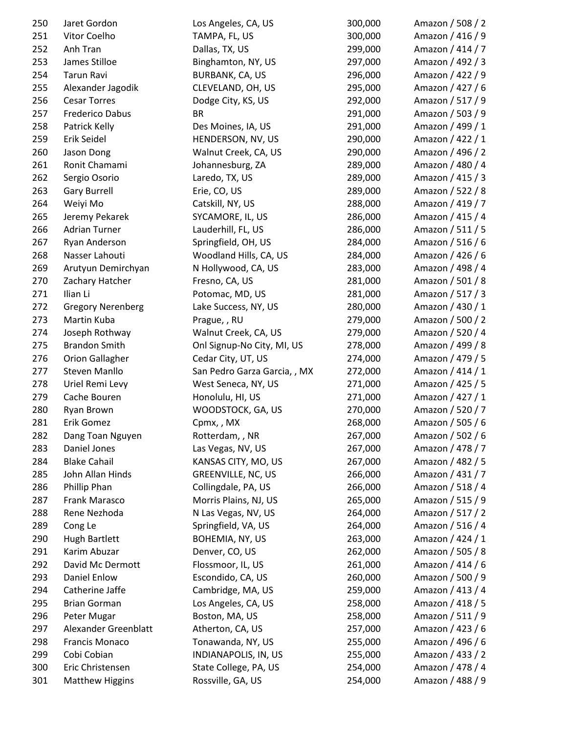| | | | | |
|---|---|---|---|---|
| 250 | Jaret Gordon | Los Angeles, CA, US | 300,000 | Amazon / 508 / 2 |
| 251 | Vitor Coelho | TAMPA, FL, US | 300,000 | Amazon / 416 / 9 |
| 252 | Anh Tran | Dallas, TX, US | 299,000 | Amazon / 414 / 7 |
| 253 | James Stilloe | Binghamton, NY, US | 297,000 | Amazon / 492 / 3 |
| 254 | Tarun Ravi | BURBANK, CA, US | 296,000 | Amazon / 422 / 9 |
| 255 | Alexander Jagodik | CLEVELAND, OH, US | 295,000 | Amazon / 427 / 6 |
| 256 | Cesar Torres | Dodge City, KS, US | 292,000 | Amazon / 517 / 9 |
| 257 | Frederico Dabus | BR | 291,000 | Amazon / 503 / 9 |
| 258 | Patrick Kelly | Des Moines, IA, US | 291,000 | Amazon / 499 / 1 |
| 259 | Erik Seidel | HENDERSON, NV, US | 290,000 | Amazon / 422 / 1 |
| 260 | Jason Dong | Walnut Creek, CA, US | 290,000 | Amazon / 496 / 2 |
| 261 | Ronit Chamami | Johannesburg, ZA | 289,000 | Amazon / 480 / 4 |
| 262 | Sergio Osorio | Laredo, TX, US | 289,000 | Amazon / 415 / 3 |
| 263 | Gary Burrell | Erie, CO, US | 289,000 | Amazon / 522 / 8 |
| 264 | Weiyi Mo | Catskill, NY, US | 288,000 | Amazon / 419 / 7 |
| 265 | Jeremy Pekarek | SYCAMORE, IL, US | 286,000 | Amazon / 415 / 4 |
| 266 | Adrian Turner | Lauderhill, FL, US | 286,000 | Amazon / 511 / 5 |
| 267 | Ryan Anderson | Springfield, OH, US | 284,000 | Amazon / 516 / 6 |
| 268 | Nasser Lahouti | Woodland Hills, CA, US | 284,000 | Amazon / 426 / 6 |
| 269 | Arutyun Demirchyan | N Hollywood, CA, US | 283,000 | Amazon / 498 / 4 |
| 270 | Zachary Hatcher | Fresno, CA, US | 281,000 | Amazon / 501 / 8 |
| 271 | Ilian Li | Potomac, MD, US | 281,000 | Amazon / 517 / 3 |
| 272 | Gregory Nerenberg | Lake Success, NY, US | 280,000 | Amazon / 430 / 1 |
| 273 | Martin Kuba | Prague, , RU | 279,000 | Amazon / 500 / 2 |
| 274 | Joseph Rothway | Walnut Creek, CA, US | 279,000 | Amazon / 520 / 4 |
| 275 | Brandon Smith | Onl Signup-No City, MI, US | 278,000 | Amazon / 499 / 8 |
| 276 | Orion Gallagher | Cedar City, UT, US | 274,000 | Amazon / 479 / 5 |
| 277 | Steven Manllo | San Pedro Garza Garcia, , MX | 272,000 | Amazon / 414 / 1 |
| 278 | Uriel Remi Levy | West Seneca, NY, US | 271,000 | Amazon / 425 / 5 |
| 279 | Cache Bouren | Honolulu, HI, US | 271,000 | Amazon / 427 / 1 |
| 280 | Ryan Brown | WOODSTOCK, GA, US | 270,000 | Amazon / 520 / 7 |
| 281 | Erik Gomez | Cpmx, , MX | 268,000 | Amazon / 505 / 6 |
| 282 | Dang Toan Nguyen | Rotterdam, , NR | 267,000 | Amazon / 502 / 6 |
| 283 | Daniel Jones | Las Vegas, NV, US | 267,000 | Amazon / 478 / 7 |
| 284 | Blake Cahail | KANSAS CITY, MO, US | 267,000 | Amazon / 482 / 5 |
| 285 | John Allan Hinds | GREENVILLE, NC, US | 266,000 | Amazon / 431 / 7 |
| 286 | Phillip Phan | Collingdale, PA, US | 266,000 | Amazon / 518 / 4 |
| 287 | Frank Marasco | Morris Plains, NJ, US | 265,000 | Amazon / 515 / 9 |
| 288 | Rene Nezhoda | N Las Vegas, NV, US | 264,000 | Amazon / 517 / 2 |
| 289 | Cong Le | Springfield, VA, US | 264,000 | Amazon / 516 / 4 |
| 290 | Hugh Bartlett | BOHEMIA, NY, US | 263,000 | Amazon / 424 / 1 |
| 291 | Karim Abuzar | Denver, CO, US | 262,000 | Amazon / 505 / 8 |
| 292 | David Mc Dermott | Flossmoor, IL, US | 261,000 | Amazon / 414 / 6 |
| 293 | Daniel Enlow | Escondido, CA, US | 260,000 | Amazon / 500 / 9 |
| 294 | Catherine Jaffe | Cambridge, MA, US | 259,000 | Amazon / 413 / 4 |
| 295 | Brian Gorman | Los Angeles, CA, US | 258,000 | Amazon / 418 / 5 |
| 296 | Peter Mugar | Boston, MA, US | 258,000 | Amazon / 511 / 9 |
| 297 | Alexander Greenblatt | Atherton, CA, US | 257,000 | Amazon / 423 / 6 |
| 298 | Francis Monaco | Tonawanda, NY, US | 255,000 | Amazon / 496 / 6 |
| 299 | Cobi Cobian | INDIANAPOLIS, IN, US | 255,000 | Amazon / 433 / 2 |
| 300 | Eric Christensen | State College, PA, US | 254,000 | Amazon / 478 / 4 |
| 301 | Matthew Higgins | Rossville, GA, US | 254,000 | Amazon / 488 / 9 |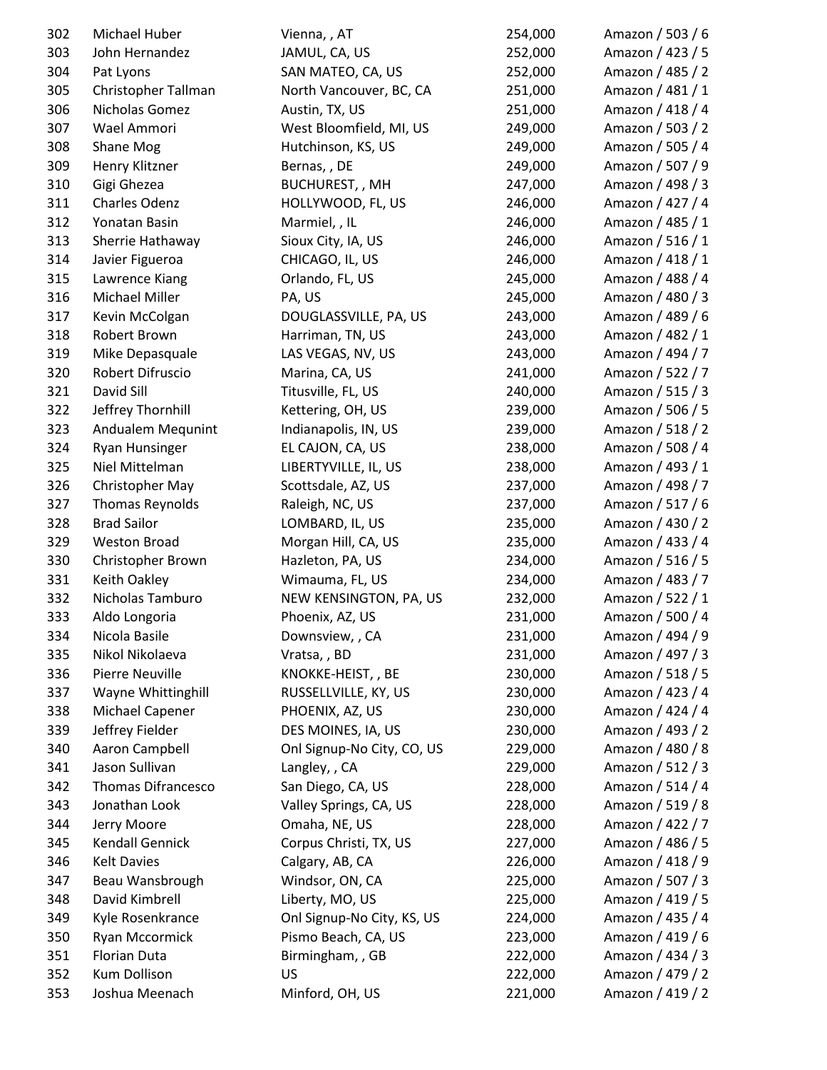| | | | | |
|---|---|---|---|---|
| 302 | Michael Huber | Vienna, , AT | 254,000 | Amazon / 503 / 6 |
| 303 | John Hernandez | JAMUL, CA, US | 252,000 | Amazon / 423 / 5 |
| 304 | Pat Lyons | SAN MATEO, CA, US | 252,000 | Amazon / 485 / 2 |
| 305 | Christopher Tallman | North Vancouver, BC, CA | 251,000 | Amazon / 481 / 1 |
| 306 | Nicholas Gomez | Austin, TX, US | 251,000 | Amazon / 418 / 4 |
| 307 | Wael Ammori | West Bloomfield, MI, US | 249,000 | Amazon / 503 / 2 |
| 308 | Shane Mog | Hutchinson, KS, US | 249,000 | Amazon / 505 / 4 |
| 309 | Henry Klitzner | Bernas, , DE | 249,000 | Amazon / 507 / 9 |
| 310 | Gigi Ghezea | BUCHUREST, , MH | 247,000 | Amazon / 498 / 3 |
| 311 | Charles Odenz | HOLLYWOOD, FL, US | 246,000 | Amazon / 427 / 4 |
| 312 | Yonatan Basin | Marmiel, , IL | 246,000 | Amazon / 485 / 1 |
| 313 | Sherrie Hathaway | Sioux City, IA, US | 246,000 | Amazon / 516 / 1 |
| 314 | Javier Figueroa | CHICAGO, IL, US | 246,000 | Amazon / 418 / 1 |
| 315 | Lawrence Kiang | Orlando, FL, US | 245,000 | Amazon / 488 / 4 |
| 316 | Michael Miller | PA, US | 245,000 | Amazon / 480 / 3 |
| 317 | Kevin McColgan | DOUGLASSVILLE, PA, US | 243,000 | Amazon / 489 / 6 |
| 318 | Robert Brown | Harriman, TN, US | 243,000 | Amazon / 482 / 1 |
| 319 | Mike Depasquale | LAS VEGAS, NV, US | 243,000 | Amazon / 494 / 7 |
| 320 | Robert Difruscio | Marina, CA, US | 241,000 | Amazon / 522 / 7 |
| 321 | David Sill | Titusville, FL, US | 240,000 | Amazon / 515 / 3 |
| 322 | Jeffrey Thornhill | Kettering, OH, US | 239,000 | Amazon / 506 / 5 |
| 323 | Andualem Mequnint | Indianapolis, IN, US | 239,000 | Amazon / 518 / 2 |
| 324 | Ryan Hunsinger | EL CAJON, CA, US | 238,000 | Amazon / 508 / 4 |
| 325 | Niel Mittelman | LIBERTYVILLE, IL, US | 238,000 | Amazon / 493 / 1 |
| 326 | Christopher May | Scottsdale, AZ, US | 237,000 | Amazon / 498 / 7 |
| 327 | Thomas Reynolds | Raleigh, NC, US | 237,000 | Amazon / 517 / 6 |
| 328 | Brad Sailor | LOMBARD, IL, US | 235,000 | Amazon / 430 / 2 |
| 329 | Weston Broad | Morgan Hill, CA, US | 235,000 | Amazon / 433 / 4 |
| 330 | Christopher Brown | Hazleton, PA, US | 234,000 | Amazon / 516 / 5 |
| 331 | Keith Oakley | Wimauma, FL, US | 234,000 | Amazon / 483 / 7 |
| 332 | Nicholas Tamburo | NEW KENSINGTON, PA, US | 232,000 | Amazon / 522 / 1 |
| 333 | Aldo Longoria | Phoenix, AZ, US | 231,000 | Amazon / 500 / 4 |
| 334 | Nicola Basile | Downsview, , CA | 231,000 | Amazon / 494 / 9 |
| 335 | Nikol Nikolaeva | Vratsa, , BD | 231,000 | Amazon / 497 / 3 |
| 336 | Pierre Neuville | KNOKKE-HEIST, , BE | 230,000 | Amazon / 518 / 5 |
| 337 | Wayne Whittinghill | RUSSELLVILLE, KY, US | 230,000 | Amazon / 423 / 4 |
| 338 | Michael Capener | PHOENIX, AZ, US | 230,000 | Amazon / 424 / 4 |
| 339 | Jeffrey Fielder | DES MOINES, IA, US | 230,000 | Amazon / 493 / 2 |
| 340 | Aaron Campbell | Onl Signup-No City, CO, US | 229,000 | Amazon / 480 / 8 |
| 341 | Jason Sullivan | Langley, , CA | 229,000 | Amazon / 512 / 3 |
| 342 | Thomas Difrancesco | San Diego, CA, US | 228,000 | Amazon / 514 / 4 |
| 343 | Jonathan Look | Valley Springs, CA, US | 228,000 | Amazon / 519 / 8 |
| 344 | Jerry Moore | Omaha, NE, US | 228,000 | Amazon / 422 / 7 |
| 345 | Kendall Gennick | Corpus Christi, TX, US | 227,000 | Amazon / 486 / 5 |
| 346 | Kelt Davies | Calgary, AB, CA | 226,000 | Amazon / 418 / 9 |
| 347 | Beau Wansbrough | Windsor, ON, CA | 225,000 | Amazon / 507 / 3 |
| 348 | David Kimbrell | Liberty, MO, US | 225,000 | Amazon / 419 / 5 |
| 349 | Kyle Rosenkrance | Onl Signup-No City, KS, US | 224,000 | Amazon / 435 / 4 |
| 350 | Ryan Mccormick | Pismo Beach, CA, US | 223,000 | Amazon / 419 / 6 |
| 351 | Florian Duta | Birmingham, , GB | 222,000 | Amazon / 434 / 3 |
| 352 | Kum Dollison | US | 222,000 | Amazon / 479 / 2 |
| 353 | Joshua Meenach | Minford, OH, US | 221,000 | Amazon / 419 / 2 |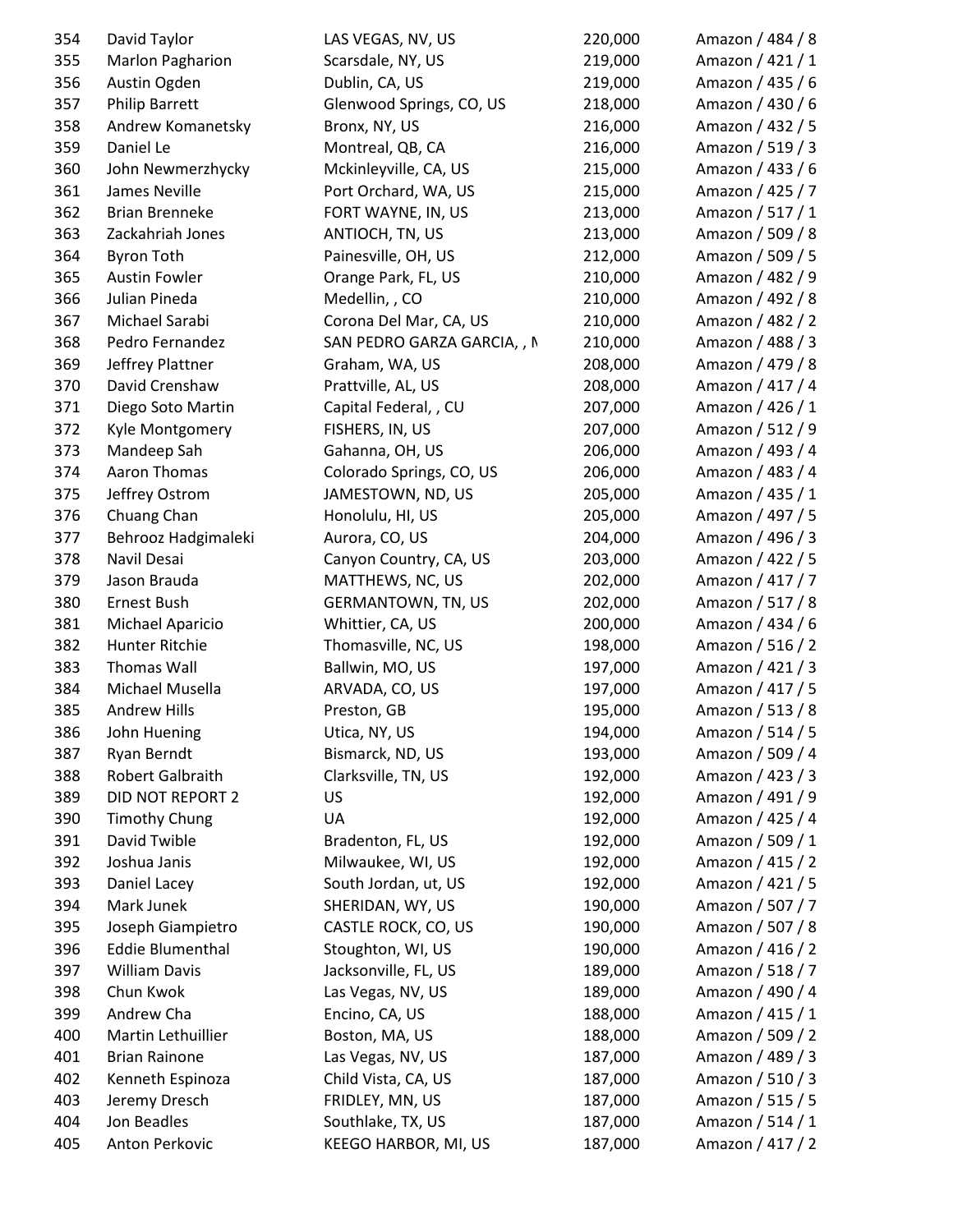| | | | | |
|---|---|---|---|---|
| 354 | David Taylor | LAS VEGAS, NV, US | 220,000 | Amazon / 484 / 8 |
| 355 | Marlon Pagharion | Scarsdale, NY, US | 219,000 | Amazon / 421 / 1 |
| 356 | Austin Ogden | Dublin, CA, US | 219,000 | Amazon / 435 / 6 |
| 357 | Philip Barrett | Glenwood Springs, CO, US | 218,000 | Amazon / 430 / 6 |
| 358 | Andrew Komanetsky | Bronx, NY, US | 216,000 | Amazon / 432 / 5 |
| 359 | Daniel Le | Montreal, QB, CA | 216,000 | Amazon / 519 / 3 |
| 360 | John Newmerzhycky | Mckinleyville, CA, US | 215,000 | Amazon / 433 / 6 |
| 361 | James Neville | Port Orchard, WA, US | 215,000 | Amazon / 425 / 7 |
| 362 | Brian Brenneke | FORT WAYNE, IN, US | 213,000 | Amazon / 517 / 1 |
| 363 | Zackahriah Jones | ANTIOCH, TN, US | 213,000 | Amazon / 509 / 8 |
| 364 | Byron Toth | Painesville, OH, US | 212,000 | Amazon / 509 / 5 |
| 365 | Austin Fowler | Orange Park, FL, US | 210,000 | Amazon / 482 / 9 |
| 366 | Julian Pineda | Medellin, , CO | 210,000 | Amazon / 492 / 8 |
| 367 | Michael Sarabi | Corona Del Mar, CA, US | 210,000 | Amazon / 482 / 2 |
| 368 | Pedro Fernandez | SAN PEDRO GARZA GARCIA, , M | 210,000 | Amazon / 488 / 3 |
| 369 | Jeffrey Plattner | Graham, WA, US | 208,000 | Amazon / 479 / 8 |
| 370 | David Crenshaw | Prattville, AL, US | 208,000 | Amazon / 417 / 4 |
| 371 | Diego Soto Martin | Capital Federal, , CU | 207,000 | Amazon / 426 / 1 |
| 372 | Kyle Montgomery | FISHERS, IN, US | 207,000 | Amazon / 512 / 9 |
| 373 | Mandeep Sah | Gahanna, OH, US | 206,000 | Amazon / 493 / 4 |
| 374 | Aaron Thomas | Colorado Springs, CO, US | 206,000 | Amazon / 483 / 4 |
| 375 | Jeffrey Ostrom | JAMESTOWN, ND, US | 205,000 | Amazon / 435 / 1 |
| 376 | Chuang Chan | Honolulu, HI, US | 205,000 | Amazon / 497 / 5 |
| 377 | Behrooz Hadgimaleki | Aurora, CO, US | 204,000 | Amazon / 496 / 3 |
| 378 | Navil Desai | Canyon Country, CA, US | 203,000 | Amazon / 422 / 5 |
| 379 | Jason Brauda | MATTHEWS, NC, US | 202,000 | Amazon / 417 / 7 |
| 380 | Ernest Bush | GERMANTOWN, TN, US | 202,000 | Amazon / 517 / 8 |
| 381 | Michael Aparicio | Whittier, CA, US | 200,000 | Amazon / 434 / 6 |
| 382 | Hunter Ritchie | Thomasville, NC, US | 198,000 | Amazon / 516 / 2 |
| 383 | Thomas Wall | Ballwin, MO, US | 197,000 | Amazon / 421 / 3 |
| 384 | Michael Musella | ARVADA, CO, US | 197,000 | Amazon / 417 / 5 |
| 385 | Andrew Hills | Preston, GB | 195,000 | Amazon / 513 / 8 |
| 386 | John Huening | Utica, NY, US | 194,000 | Amazon / 514 / 5 |
| 387 | Ryan Berndt | Bismarck, ND, US | 193,000 | Amazon / 509 / 4 |
| 388 | Robert Galbraith | Clarksville, TN, US | 192,000 | Amazon / 423 / 3 |
| 389 | DID NOT REPORT 2 | US | 192,000 | Amazon / 491 / 9 |
| 390 | Timothy Chung | UA | 192,000 | Amazon / 425 / 4 |
| 391 | David Twible | Bradenton, FL, US | 192,000 | Amazon / 509 / 1 |
| 392 | Joshua Janis | Milwaukee, WI, US | 192,000 | Amazon / 415 / 2 |
| 393 | Daniel Lacey | South Jordan, ut, US | 192,000 | Amazon / 421 / 5 |
| 394 | Mark Junek | SHERIDAN, WY, US | 190,000 | Amazon / 507 / 7 |
| 395 | Joseph Giampietro | CASTLE ROCK, CO, US | 190,000 | Amazon / 507 / 8 |
| 396 | Eddie Blumenthal | Stoughton, WI, US | 190,000 | Amazon / 416 / 2 |
| 397 | William Davis | Jacksonville, FL, US | 189,000 | Amazon / 518 / 7 |
| 398 | Chun Kwok | Las Vegas, NV, US | 189,000 | Amazon / 490 / 4 |
| 399 | Andrew Cha | Encino, CA, US | 188,000 | Amazon / 415 / 1 |
| 400 | Martin Lethuillier | Boston, MA, US | 188,000 | Amazon / 509 / 2 |
| 401 | Brian Rainone | Las Vegas, NV, US | 187,000 | Amazon / 489 / 3 |
| 402 | Kenneth Espinoza | Child Vista, CA, US | 187,000 | Amazon / 510 / 3 |
| 403 | Jeremy Dresch | FRIDLEY, MN, US | 187,000 | Amazon / 515 / 5 |
| 404 | Jon Beadles | Southlake, TX, US | 187,000 | Amazon / 514 / 1 |
| 405 | Anton Perkovic | KEEGO HARBOR, MI, US | 187,000 | Amazon / 417 / 2 |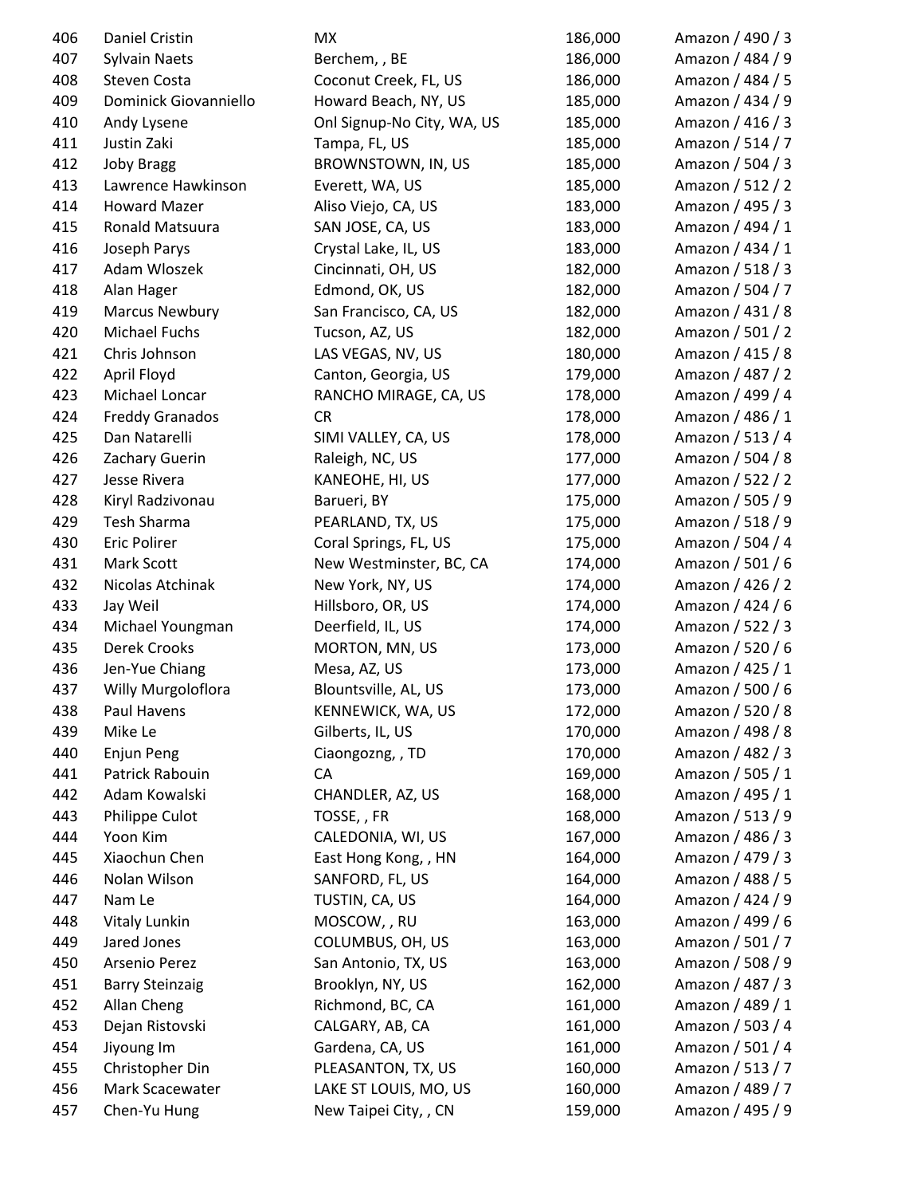| | | | | |
|---|---|---|---|---|
| 406 | Daniel Cristin | MX | 186,000 | Amazon / 490 / 3 |
| 407 | Sylvain Naets | Berchem, , BE | 186,000 | Amazon / 484 / 9 |
| 408 | Steven Costa | Coconut Creek, FL, US | 186,000 | Amazon / 484 / 5 |
| 409 | Dominick Giovanniello | Howard Beach, NY, US | 185,000 | Amazon / 434 / 9 |
| 410 | Andy Lysene | Onl Signup-No City, WA, US | 185,000 | Amazon / 416 / 3 |
| 411 | Justin Zaki | Tampa, FL, US | 185,000 | Amazon / 514 / 7 |
| 412 | Joby Bragg | BROWNSTOWN, IN, US | 185,000 | Amazon / 504 / 3 |
| 413 | Lawrence Hawkinson | Everett, WA, US | 185,000 | Amazon / 512 / 2 |
| 414 | Howard Mazer | Aliso Viejo, CA, US | 183,000 | Amazon / 495 / 3 |
| 415 | Ronald Matsuura | SAN JOSE, CA, US | 183,000 | Amazon / 494 / 1 |
| 416 | Joseph Parys | Crystal Lake, IL, US | 183,000 | Amazon / 434 / 1 |
| 417 | Adam Wloszek | Cincinnati, OH, US | 182,000 | Amazon / 518 / 3 |
| 418 | Alan Hager | Edmond, OK, US | 182,000 | Amazon / 504 / 7 |
| 419 | Marcus Newbury | San Francisco, CA, US | 182,000 | Amazon / 431 / 8 |
| 420 | Michael Fuchs | Tucson, AZ, US | 182,000 | Amazon / 501 / 2 |
| 421 | Chris Johnson | LAS VEGAS, NV, US | 180,000 | Amazon / 415 / 8 |
| 422 | April Floyd | Canton, Georgia, US | 179,000 | Amazon / 487 / 2 |
| 423 | Michael Loncar | RANCHO MIRAGE, CA, US | 178,000 | Amazon / 499 / 4 |
| 424 | Freddy Granados | CR | 178,000 | Amazon / 486 / 1 |
| 425 | Dan Natarelli | SIMI VALLEY, CA, US | 178,000 | Amazon / 513 / 4 |
| 426 | Zachary Guerin | Raleigh, NC, US | 177,000 | Amazon / 504 / 8 |
| 427 | Jesse Rivera | KANEOHE, HI, US | 177,000 | Amazon / 522 / 2 |
| 428 | Kiryl Radzivonau | Barueri, BY | 175,000 | Amazon / 505 / 9 |
| 429 | Tesh Sharma | PEARLAND, TX, US | 175,000 | Amazon / 518 / 9 |
| 430 | Eric Polirer | Coral Springs, FL, US | 175,000 | Amazon / 504 / 4 |
| 431 | Mark Scott | New Westminster, BC, CA | 174,000 | Amazon / 501 / 6 |
| 432 | Nicolas Atchinak | New York, NY, US | 174,000 | Amazon / 426 / 2 |
| 433 | Jay Weil | Hillsboro, OR, US | 174,000 | Amazon / 424 / 6 |
| 434 | Michael Youngman | Deerfield, IL, US | 174,000 | Amazon / 522 / 3 |
| 435 | Derek Crooks | MORTON, MN, US | 173,000 | Amazon / 520 / 6 |
| 436 | Jen-Yue Chiang | Mesa, AZ, US | 173,000 | Amazon / 425 / 1 |
| 437 | Willy Murgoloflora | Blountsville, AL, US | 173,000 | Amazon / 500 / 6 |
| 438 | Paul Havens | KENNEWICK, WA, US | 172,000 | Amazon / 520 / 8 |
| 439 | Mike Le | Gilberts, IL, US | 170,000 | Amazon / 498 / 8 |
| 440 | Enjun Peng | Ciaongozng, , TD | 170,000 | Amazon / 482 / 3 |
| 441 | Patrick Rabouin | CA | 169,000 | Amazon / 505 / 1 |
| 442 | Adam Kowalski | CHANDLER, AZ, US | 168,000 | Amazon / 495 / 1 |
| 443 | Philippe Culot | TOSSE, , FR | 168,000 | Amazon / 513 / 9 |
| 444 | Yoon Kim | CALEDONIA, WI, US | 167,000 | Amazon / 486 / 3 |
| 445 | Xiaochun Chen | East Hong Kong, , HN | 164,000 | Amazon / 479 / 3 |
| 446 | Nolan Wilson | SANFORD, FL, US | 164,000 | Amazon / 488 / 5 |
| 447 | Nam Le | TUSTIN, CA, US | 164,000 | Amazon / 424 / 9 |
| 448 | Vitaly Lunkin | MOSCOW, , RU | 163,000 | Amazon / 499 / 6 |
| 449 | Jared Jones | COLUMBUS, OH, US | 163,000 | Amazon / 501 / 7 |
| 450 | Arsenio Perez | San Antonio, TX, US | 163,000 | Amazon / 508 / 9 |
| 451 | Barry Steinzaig | Brooklyn, NY, US | 162,000 | Amazon / 487 / 3 |
| 452 | Allan Cheng | Richmond, BC, CA | 161,000 | Amazon / 489 / 1 |
| 453 | Dejan Ristovski | CALGARY, AB, CA | 161,000 | Amazon / 503 / 4 |
| 454 | Jiyoung Im | Gardena, CA, US | 161,000 | Amazon / 501 / 4 |
| 455 | Christopher Din | PLEASANTON, TX, US | 160,000 | Amazon / 513 / 7 |
| 456 | Mark Scacewater | LAKE ST LOUIS, MO, US | 160,000 | Amazon / 489 / 7 |
| 457 | Chen-Yu Hung | New Taipei City, , CN | 159,000 | Amazon / 495 / 9 |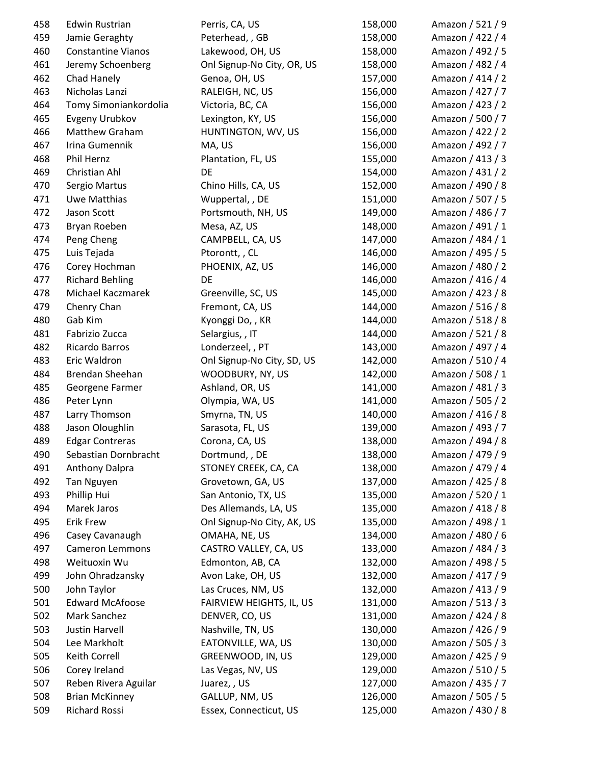| | | | | |
|---|---|---|---|---|
| 458 | Edwin Rustrian | Perris, CA, US | 158,000 | Amazon / 521 / 9 |
| 459 | Jamie Geraghty | Peterhead, , GB | 158,000 | Amazon / 422 / 4 |
| 460 | Constantine Vianos | Lakewood, OH, US | 158,000 | Amazon / 492 / 5 |
| 461 | Jeremy Schoenberg | Onl Signup-No City, OR, US | 158,000 | Amazon / 482 / 4 |
| 462 | Chad Hanely | Genoa, OH, US | 157,000 | Amazon / 414 / 2 |
| 463 | Nicholas Lanzi | RALEIGH, NC, US | 156,000 | Amazon / 427 / 7 |
| 464 | Tomy Simoniankordolia | Victoria, BC, CA | 156,000 | Amazon / 423 / 2 |
| 465 | Evgeny Urubkov | Lexington, KY, US | 156,000 | Amazon / 500 / 7 |
| 466 | Matthew Graham | HUNTINGTON, WV, US | 156,000 | Amazon / 422 / 2 |
| 467 | Irina Gumennik | MA, US | 156,000 | Amazon / 492 / 7 |
| 468 | Phil Hernz | Plantation, FL, US | 155,000 | Amazon / 413 / 3 |
| 469 | Christian Ahl | DE | 154,000 | Amazon / 431 / 2 |
| 470 | Sergio Martus | Chino Hills, CA, US | 152,000 | Amazon / 490 / 8 |
| 471 | Uwe Matthias | Wuppertal, , DE | 151,000 | Amazon / 507 / 5 |
| 472 | Jason Scott | Portsmouth, NH, US | 149,000 | Amazon / 486 / 7 |
| 473 | Bryan Roeben | Mesa, AZ, US | 148,000 | Amazon / 491 / 1 |
| 474 | Peng Cheng | CAMPBELL, CA, US | 147,000 | Amazon / 484 / 1 |
| 475 | Luis Tejada | Ptorontt, , CL | 146,000 | Amazon / 495 / 5 |
| 476 | Corey Hochman | PHOENIX, AZ, US | 146,000 | Amazon / 480 / 2 |
| 477 | Richard Behling | DE | 146,000 | Amazon / 416 / 4 |
| 478 | Michael Kaczmarek | Greenville, SC, US | 145,000 | Amazon / 423 / 8 |
| 479 | Chenry Chan | Fremont, CA, US | 144,000 | Amazon / 516 / 8 |
| 480 | Gab Kim | Kyonggi Do, , KR | 144,000 | Amazon / 518 / 8 |
| 481 | Fabrizio Zucca | Selargius, , IT | 144,000 | Amazon / 521 / 8 |
| 482 | Ricardo Barros | Londerzeel, , PT | 143,000 | Amazon / 497 / 4 |
| 483 | Eric Waldron | Onl Signup-No City, SD, US | 142,000 | Amazon / 510 / 4 |
| 484 | Brendan Sheehan | WOODBURY, NY, US | 142,000 | Amazon / 508 / 1 |
| 485 | Georgene Farmer | Ashland, OR, US | 141,000 | Amazon / 481 / 3 |
| 486 | Peter Lynn | Olympia, WA, US | 141,000 | Amazon / 505 / 2 |
| 487 | Larry Thomson | Smyrna, TN, US | 140,000 | Amazon / 416 / 8 |
| 488 | Jason Oloughlin | Sarasota, FL, US | 139,000 | Amazon / 493 / 7 |
| 489 | Edgar Contreras | Corona, CA, US | 138,000 | Amazon / 494 / 8 |
| 490 | Sebastian Dornbracht | Dortmund, , DE | 138,000 | Amazon / 479 / 9 |
| 491 | Anthony Dalpra | STONEY CREEK, CA, CA | 138,000 | Amazon / 479 / 4 |
| 492 | Tan Nguyen | Grovetown, GA, US | 137,000 | Amazon / 425 / 8 |
| 493 | Phillip Hui | San Antonio, TX, US | 135,000 | Amazon / 520 / 1 |
| 494 | Marek Jaros | Des Allemands, LA, US | 135,000 | Amazon / 418 / 8 |
| 495 | Erik Frew | Onl Signup-No City, AK, US | 135,000 | Amazon / 498 / 1 |
| 496 | Casey Cavanaugh | OMAHA, NE, US | 134,000 | Amazon / 480 / 6 |
| 497 | Cameron Lemmons | CASTRO VALLEY, CA, US | 133,000 | Amazon / 484 / 3 |
| 498 | Weituoxin Wu | Edmonton, AB, CA | 132,000 | Amazon / 498 / 5 |
| 499 | John Ohradzansky | Avon Lake, OH, US | 132,000 | Amazon / 417 / 9 |
| 500 | John Taylor | Las Cruces, NM, US | 132,000 | Amazon / 413 / 9 |
| 501 | Edward McAfoose | FAIRVIEW HEIGHTS, IL, US | 131,000 | Amazon / 513 / 3 |
| 502 | Mark Sanchez | DENVER, CO, US | 131,000 | Amazon / 424 / 8 |
| 503 | Justin Harvell | Nashville, TN, US | 130,000 | Amazon / 426 / 9 |
| 504 | Lee Markholt | EATONVILLE, WA, US | 130,000 | Amazon / 505 / 3 |
| 505 | Keith Correll | GREENWOOD, IN, US | 129,000 | Amazon / 425 / 9 |
| 506 | Corey Ireland | Las Vegas, NV, US | 129,000 | Amazon / 510 / 5 |
| 507 | Reben Rivera Aguilar | Juarez, , US | 127,000 | Amazon / 435 / 7 |
| 508 | Brian McKinney | GALLUP, NM, US | 126,000 | Amazon / 505 / 5 |
| 509 | Richard Rossi | Essex, Connecticut, US | 125,000 | Amazon / 430 / 8 |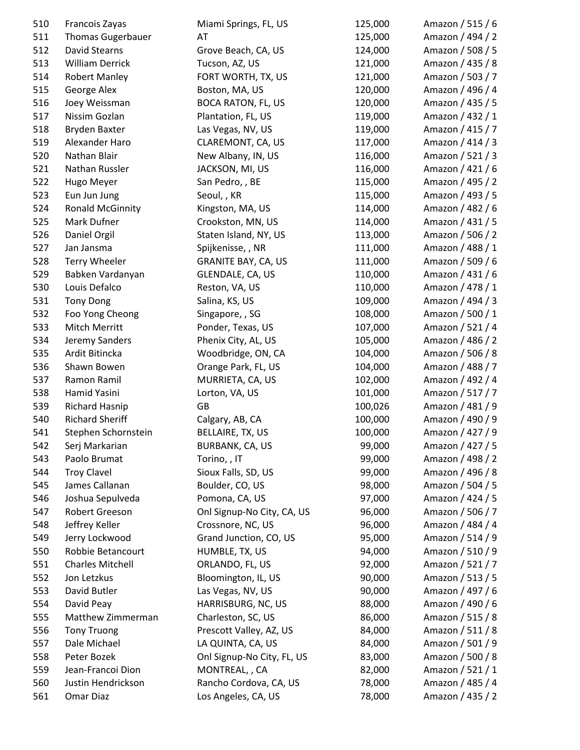| | | | | |
|---|---|---|---|---|
| 510 | Francois Zayas | Miami Springs, FL, US | 125,000 | Amazon / 515 / 6 |
| 511 | Thomas Gugerbauer | AT | 125,000 | Amazon / 494 / 2 |
| 512 | David Stearns | Grove Beach, CA, US | 124,000 | Amazon / 508 / 5 |
| 513 | William Derrick | Tucson, AZ, US | 121,000 | Amazon / 435 / 8 |
| 514 | Robert Manley | FORT WORTH, TX, US | 121,000 | Amazon / 503 / 7 |
| 515 | George Alex | Boston, MA, US | 120,000 | Amazon / 496 / 4 |
| 516 | Joey Weissman | BOCA RATON, FL, US | 120,000 | Amazon / 435 / 5 |
| 517 | Nissim Gozlan | Plantation, FL, US | 119,000 | Amazon / 432 / 1 |
| 518 | Bryden Baxter | Las Vegas, NV, US | 119,000 | Amazon / 415 / 7 |
| 519 | Alexander Haro | CLAREMONT, CA, US | 117,000 | Amazon / 414 / 3 |
| 520 | Nathan Blair | New Albany, IN, US | 116,000 | Amazon / 521 / 3 |
| 521 | Nathan Russler | JACKSON, MI, US | 116,000 | Amazon / 421 / 6 |
| 522 | Hugo Meyer | San Pedro, , BE | 115,000 | Amazon / 495 / 2 |
| 523 | Eun Jun Jung | Seoul, , KR | 115,000 | Amazon / 493 / 5 |
| 524 | Ronald McGinnity | Kingston, MA, US | 114,000 | Amazon / 482 / 6 |
| 525 | Mark Dufner | Crookston, MN, US | 114,000 | Amazon / 431 / 5 |
| 526 | Daniel Orgil | Staten Island, NY, US | 113,000 | Amazon / 506 / 2 |
| 527 | Jan Jansma | Spijkenisse, , NR | 111,000 | Amazon / 488 / 1 |
| 528 | Terry Wheeler | GRANITE BAY, CA, US | 111,000 | Amazon / 509 / 6 |
| 529 | Babken Vardanyan | GLENDALE, CA, US | 110,000 | Amazon / 431 / 6 |
| 530 | Louis Defalco | Reston, VA, US | 110,000 | Amazon / 478 / 1 |
| 531 | Tony Dong | Salina, KS, US | 109,000 | Amazon / 494 / 3 |
| 532 | Foo Yong Cheong | Singapore, , SG | 108,000 | Amazon / 500 / 1 |
| 533 | Mitch Merritt | Ponder, Texas, US | 107,000 | Amazon / 521 / 4 |
| 534 | Jeremy Sanders | Phenix City, AL, US | 105,000 | Amazon / 486 / 2 |
| 535 | Ardit Bitincka | Woodbridge, ON, CA | 104,000 | Amazon / 506 / 8 |
| 536 | Shawn Bowen | Orange Park, FL, US | 104,000 | Amazon / 488 / 7 |
| 537 | Ramon Ramil | MURRIETA, CA, US | 102,000 | Amazon / 492 / 4 |
| 538 | Hamid Yasini | Lorton, VA, US | 101,000 | Amazon / 517 / 7 |
| 539 | Richard Hasnip | GB | 100,026 | Amazon / 481 / 9 |
| 540 | Richard Sheriff | Calgary, AB, CA | 100,000 | Amazon / 490 / 9 |
| 541 | Stephen Schornstein | BELLAIRE, TX, US | 100,000 | Amazon / 427 / 9 |
| 542 | Serj Markarian | BURBANK, CA, US | 99,000 | Amazon / 427 / 5 |
| 543 | Paolo Brumat | Torino, , IT | 99,000 | Amazon / 498 / 2 |
| 544 | Troy Clavel | Sioux Falls, SD, US | 99,000 | Amazon / 496 / 8 |
| 545 | James Callanan | Boulder, CO, US | 98,000 | Amazon / 504 / 5 |
| 546 | Joshua Sepulveda | Pomona, CA, US | 97,000 | Amazon / 424 / 5 |
| 547 | Robert Greeson | Onl Signup-No City, CA, US | 96,000 | Amazon / 506 / 7 |
| 548 | Jeffrey Keller | Crossnore, NC, US | 96,000 | Amazon / 484 / 4 |
| 549 | Jerry Lockwood | Grand Junction, CO, US | 95,000 | Amazon / 514 / 9 |
| 550 | Robbie Betancourt | HUMBLE, TX, US | 94,000 | Amazon / 510 / 9 |
| 551 | Charles Mitchell | ORLANDO, FL, US | 92,000 | Amazon / 521 / 7 |
| 552 | Jon Letzkus | Bloomington, IL, US | 90,000 | Amazon / 513 / 5 |
| 553 | David Butler | Las Vegas, NV, US | 90,000 | Amazon / 497 / 6 |
| 554 | David Peay | HARRISBURG, NC, US | 88,000 | Amazon / 490 / 6 |
| 555 | Matthew Zimmerman | Charleston, SC, US | 86,000 | Amazon / 515 / 8 |
| 556 | Tony Truong | Prescott Valley, AZ, US | 84,000 | Amazon / 511 / 8 |
| 557 | Dale Michael | LA QUINTA, CA, US | 84,000 | Amazon / 501 / 9 |
| 558 | Peter Bozek | Onl Signup-No City, FL, US | 83,000 | Amazon / 500 / 8 |
| 559 | Jean-Francoi Dion | MONTREAL, , CA | 82,000 | Amazon / 521 / 1 |
| 560 | Justin Hendrickson | Rancho Cordova, CA, US | 78,000 | Amazon / 485 / 4 |
| 561 | Omar Diaz | Los Angeles, CA, US | 78,000 | Amazon / 435 / 2 |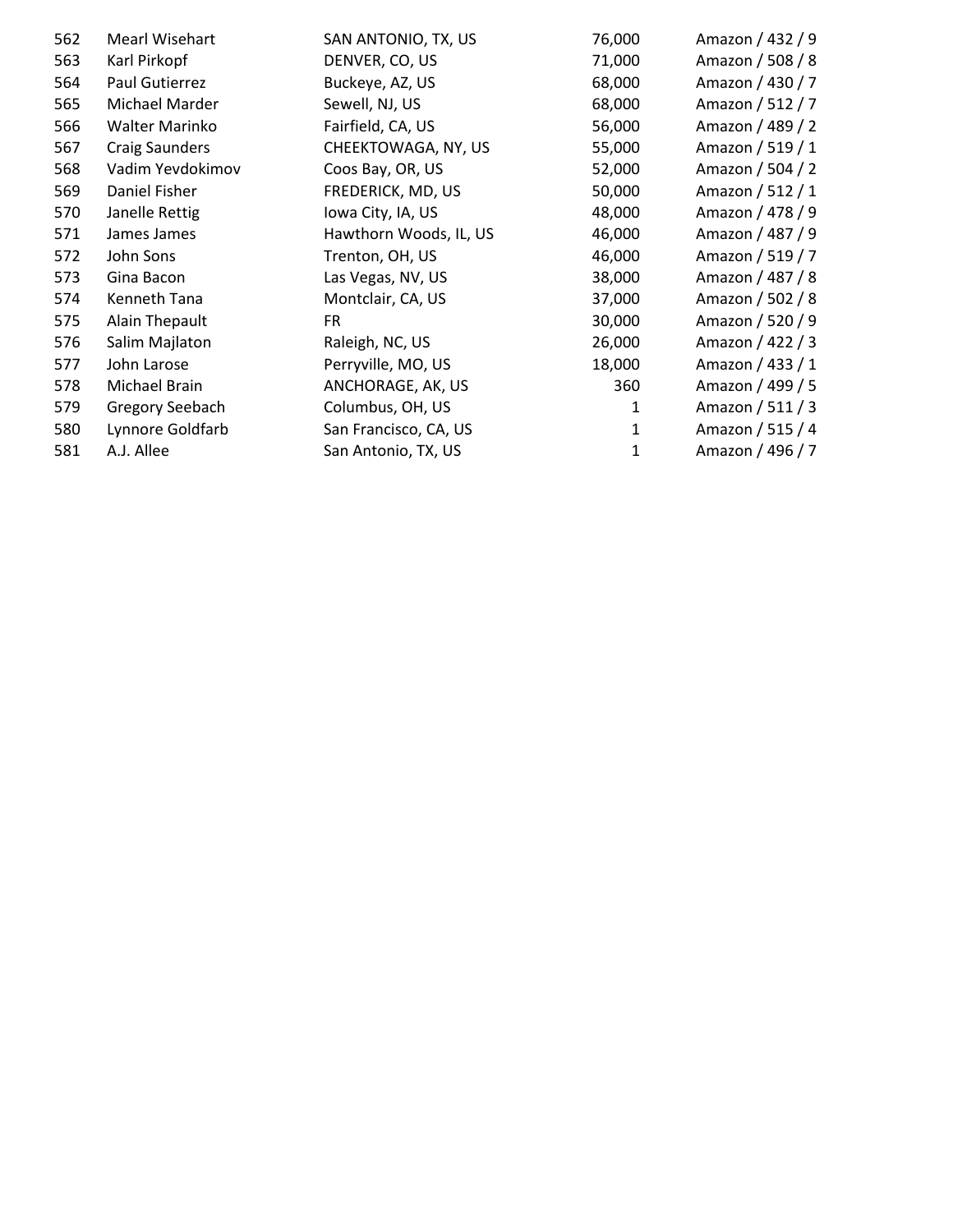| | | | | |
|---|---|---|---|---|
| 562 | Mearl Wisehart | SAN ANTONIO, TX, US | 76,000 | Amazon / 432 / 9 |
| 563 | Karl Pirkopf | DENVER, CO, US | 71,000 | Amazon / 508 / 8 |
| 564 | Paul Gutierrez | Buckeye, AZ, US | 68,000 | Amazon / 430 / 7 |
| 565 | Michael Marder | Sewell, NJ, US | 68,000 | Amazon / 512 / 7 |
| 566 | Walter Marinko | Fairfield, CA, US | 56,000 | Amazon / 489 / 2 |
| 567 | Craig Saunders | CHEEKTOWAGA, NY, US | 55,000 | Amazon / 519 / 1 |
| 568 | Vadim Yevdokimov | Coos Bay, OR, US | 52,000 | Amazon / 504 / 2 |
| 569 | Daniel Fisher | FREDERICK, MD, US | 50,000 | Amazon / 512 / 1 |
| 570 | Janelle Rettig | Iowa City, IA, US | 48,000 | Amazon / 478 / 9 |
| 571 | James James | Hawthorn Woods, IL, US | 46,000 | Amazon / 487 / 9 |
| 572 | John Sons | Trenton, OH, US | 46,000 | Amazon / 519 / 7 |
| 573 | Gina Bacon | Las Vegas, NV, US | 38,000 | Amazon / 487 / 8 |
| 574 | Kenneth Tana | Montclair, CA, US | 37,000 | Amazon / 502 / 8 |
| 575 | Alain Thepault | FR | 30,000 | Amazon / 520 / 9 |
| 576 | Salim Majlaton | Raleigh, NC, US | 26,000 | Amazon / 422 / 3 |
| 577 | John Larose | Perryville, MO, US | 18,000 | Amazon / 433 / 1 |
| 578 | Michael Brain | ANCHORAGE, AK, US | 360 | Amazon / 499 / 5 |
| 579 | Gregory Seebach | Columbus, OH, US | 1 | Amazon / 511 / 3 |
| 580 | Lynnore Goldfarb | San Francisco, CA, US | 1 | Amazon / 515 / 4 |
| 581 | A.J. Allee | San Antonio, TX, US | 1 | Amazon / 496 / 7 |